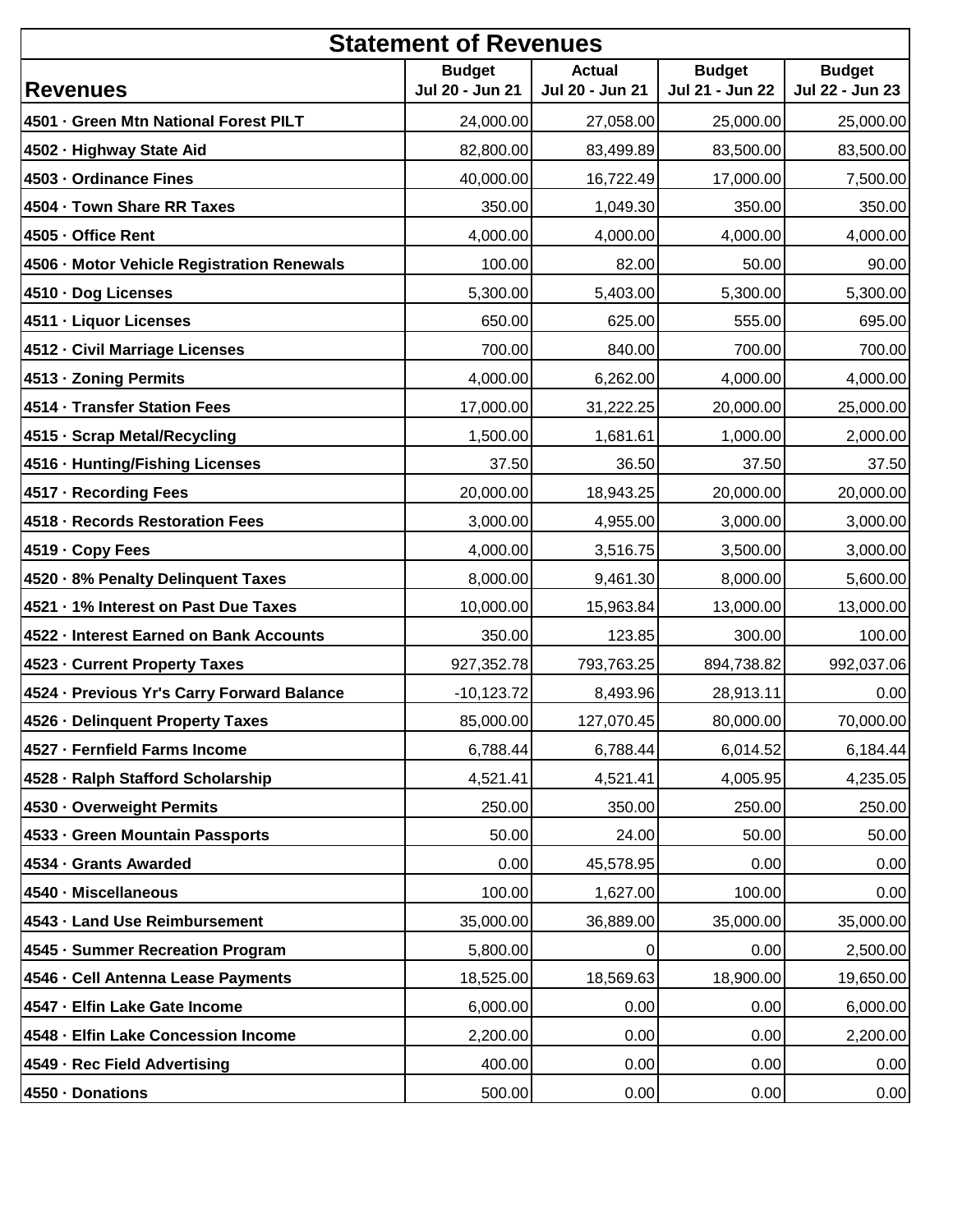# Statement of Revenues

| Revenues | Budget Jul 20 - Jun 21 | Actual Jul 20 - Jun 21 | Budget Jul 21 - Jun 22 | Budget Jul 22 - Jun 23 |
|---|---|---|---|---|
| 4501 · Green Mtn National Forest PILT | 24,000.00 | 27,058.00 | 25,000.00 | 25,000.00 |
| 4502 · Highway State Aid | 82,800.00 | 83,499.89 | 83,500.00 | 83,500.00 |
| 4503 · Ordinance Fines | 40,000.00 | 16,722.49 | 17,000.00 | 7,500.00 |
| 4504 · Town Share RR Taxes | 350.00 | 1,049.30 | 350.00 | 350.00 |
| 4505 · Office Rent | 4,000.00 | 4,000.00 | 4,000.00 | 4,000.00 |
| 4506 · Motor Vehicle Registration Renewals | 100.00 | 82.00 | 50.00 | 90.00 |
| 4510 · Dog Licenses | 5,300.00 | 5,403.00 | 5,300.00 | 5,300.00 |
| 4511 · Liquor Licenses | 650.00 | 625.00 | 555.00 | 695.00 |
| 4512 · Civil Marriage Licenses | 700.00 | 840.00 | 700.00 | 700.00 |
| 4513 · Zoning Permits | 4,000.00 | 6,262.00 | 4,000.00 | 4,000.00 |
| 4514 · Transfer Station Fees | 17,000.00 | 31,222.25 | 20,000.00 | 25,000.00 |
| 4515 · Scrap Metal/Recycling | 1,500.00 | 1,681.61 | 1,000.00 | 2,000.00 |
| 4516 · Hunting/Fishing Licenses | 37.50 | 36.50 | 37.50 | 37.50 |
| 4517 · Recording Fees | 20,000.00 | 18,943.25 | 20,000.00 | 20,000.00 |
| 4518 · Records Restoration Fees | 3,000.00 | 4,955.00 | 3,000.00 | 3,000.00 |
| 4519 · Copy Fees | 4,000.00 | 3,516.75 | 3,500.00 | 3,000.00 |
| 4520 · 8% Penalty Delinquent Taxes | 8,000.00 | 9,461.30 | 8,000.00 | 5,600.00 |
| 4521 · 1% Interest on Past Due Taxes | 10,000.00 | 15,963.84 | 13,000.00 | 13,000.00 |
| 4522 · Interest Earned on Bank Accounts | 350.00 | 123.85 | 300.00 | 100.00 |
| 4523 · Current Property Taxes | 927,352.78 | 793,763.25 | 894,738.82 | 992,037.06 |
| 4524 · Previous Yr's Carry Forward Balance | -10,123.72 | 8,493.96 | 28,913.11 | 0.00 |
| 4526 · Delinquent Property Taxes | 85,000.00 | 127,070.45 | 80,000.00 | 70,000.00 |
| 4527 · Fernfield Farms Income | 6,788.44 | 6,788.44 | 6,014.52 | 6,184.44 |
| 4528 · Ralph Stafford Scholarship | 4,521.41 | 4,521.41 | 4,005.95 | 4,235.05 |
| 4530 · Overweight Permits | 250.00 | 350.00 | 250.00 | 250.00 |
| 4533 · Green Mountain Passports | 50.00 | 24.00 | 50.00 | 50.00 |
| 4534 · Grants Awarded | 0.00 | 45,578.95 | 0.00 | 0.00 |
| 4540 · Miscellaneous | 100.00 | 1,627.00 | 100.00 | 0.00 |
| 4543 · Land Use Reimbursement | 35,000.00 | 36,889.00 | 35,000.00 | 35,000.00 |
| 4545 · Summer Recreation Program | 5,800.00 | 0 | 0.00 | 2,500.00 |
| 4546 · Cell Antenna Lease Payments | 18,525.00 | 18,569.63 | 18,900.00 | 19,650.00 |
| 4547 · Elfin Lake Gate Income | 6,000.00 | 0.00 | 0.00 | 6,000.00 |
| 4548 · Elfin Lake Concession Income | 2,200.00 | 0.00 | 0.00 | 2,200.00 |
| 4549 · Rec Field Advertising | 400.00 | 0.00 | 0.00 | 0.00 |
| 4550 · Donations | 500.00 | 0.00 | 0.00 | 0.00 |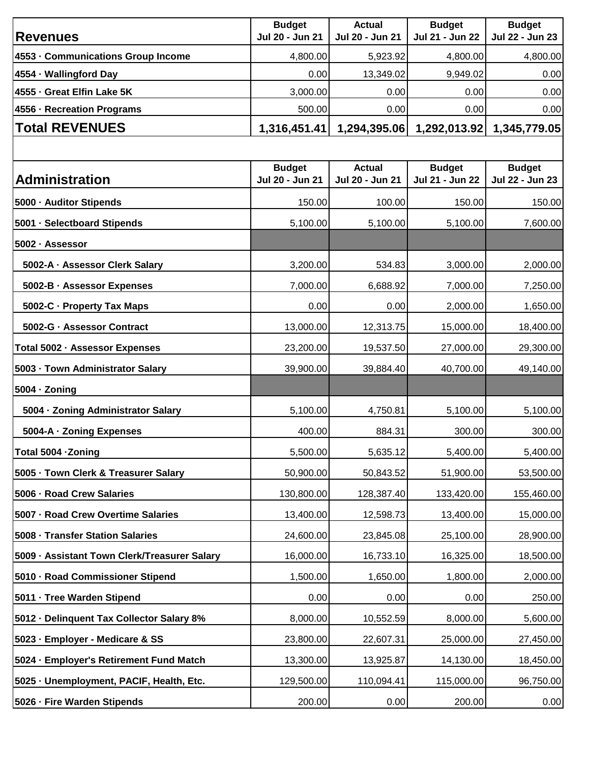| Revenues | Budget Jul 20 - Jun 21 | Actual Jul 20 - Jun 21 | Budget Jul 21 - Jun 22 | Budget Jul 22 - Jun 23 |
|---|---|---|---|---|
| 4553 · Communications Group Income | 4,800.00 | 5,923.92 | 4,800.00 | 4,800.00 |
| 4554 · Wallingford Day | 0.00 | 13,349.02 | 9,949.02 | 0.00 |
| 4555 · Great Elfin Lake 5K | 3,000.00 | 0.00 | 0.00 | 0.00 |
| 4556 · Recreation Programs | 500.00 | 0.00 | 0.00 | 0.00 |
| **Total REVENUES** | **1,316,451.41** | **1,294,395.06** | **1,292,013.92** | **1,345,779.05** |

| Administration | Budget Jul 20 - Jun 21 | Actual Jul 20 - Jun 21 | Budget Jul 21 - Jun 22 | Budget Jul 22 - Jun 23 |
|---|---|---|---|---|
| 5000 · Auditor Stipends | 150.00 | 100.00 | 150.00 | 150.00 |
| 5001 · Selectboard Stipends | 5,100.00 | 5,100.00 | 5,100.00 | 7,600.00 |
| 5002 · Assessor | | | | |
| 5002-A · Assessor Clerk Salary | 3,200.00 | 534.83 | 3,000.00 | 2,000.00 |
| 5002-B · Assessor Expenses | 7,000.00 | 6,688.92 | 7,000.00 | 7,250.00 |
| 5002-C · Property Tax Maps | 0.00 | 0.00 | 2,000.00 | 1,650.00 |
| 5002-G · Assessor Contract | 13,000.00 | 12,313.75 | 15,000.00 | 18,400.00 |
| Total 5002 · Assessor Expenses | 23,200.00 | 19,537.50 | 27,000.00 | 29,300.00 |
| 5003 · Town Administrator Salary | 39,900.00 | 39,884.40 | 40,700.00 | 49,140.00 |
| 5004 · Zoning | | | | |
| 5004 · Zoning Administrator Salary | 5,100.00 | 4,750.81 | 5,100.00 | 5,100.00 |
| 5004-A · Zoning Expenses | 400.00 | 884.31 | 300.00 | 300.00 |
| Total 5004 ·Zoning | 5,500.00 | 5,635.12 | 5,400.00 | 5,400.00 |
| 5005 · Town Clerk & Treasurer Salary | 50,900.00 | 50,843.52 | 51,900.00 | 53,500.00 |
| 5006 · Road Crew Salaries | 130,800.00 | 128,387.40 | 133,420.00 | 155,460.00 |
| 5007 · Road Crew Overtime Salaries | 13,400.00 | 12,598.73 | 13,400.00 | 15,000.00 |
| 5008 · Transfer Station Salaries | 24,600.00 | 23,845.08 | 25,100.00 | 28,900.00 |
| 5009 · Assistant Town Clerk/Treasurer Salary | 16,000.00 | 16,733.10 | 16,325.00 | 18,500.00 |
| 5010 · Road Commissioner Stipend | 1,500.00 | 1,650.00 | 1,800.00 | 2,000.00 |
| 5011 · Tree Warden Stipend | 0.00 | 0.00 | 0.00 | 250.00 |
| 5012 · Delinquent Tax Collector Salary 8% | 8,000.00 | 10,552.59 | 8,000.00 | 5,600.00 |
| 5023 · Employer - Medicare & SS | 23,800.00 | 22,607.31 | 25,000.00 | 27,450.00 |
| 5024 · Employer's Retirement Fund Match | 13,300.00 | 13,925.87 | 14,130.00 | 18,450.00 |
| 5025 · Unemployment, PACIF, Health, Etc. | 129,500.00 | 110,094.41 | 115,000.00 | 96,750.00 |
| 5026 · Fire Warden Stipends | 200.00 | 0.00 | 200.00 | 0.00 |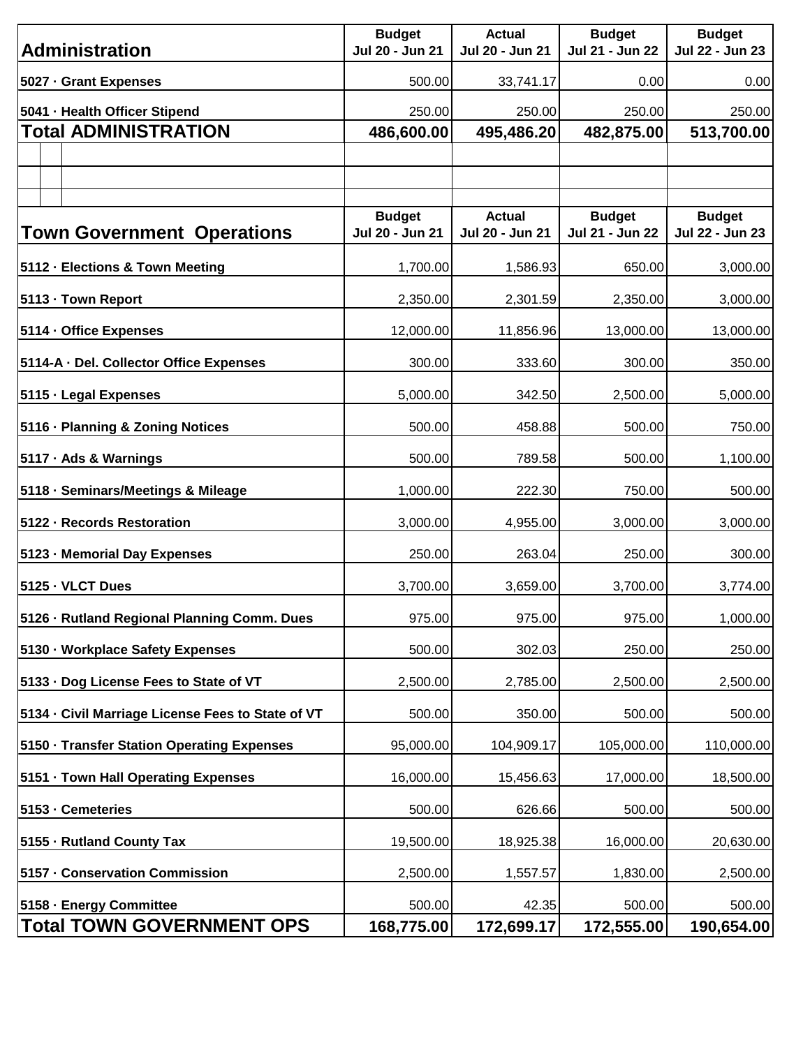| Administration | Budget Jul 20 - Jun 21 | Actual Jul 20 - Jun 21 | Budget Jul 21 - Jun 22 | Budget Jul 22 - Jun 23 |
|---|---|---|---|---|
| 5027 · Grant Expenses | 500.00 | 33,741.17 | 0.00 | 0.00 |
| 5041 · Health Officer Stipend | 250.00 | 250.00 | 250.00 | 250.00 |
| **Total ADMINISTRATION** | **486,600.00** | **495,486.20** | **482,875.00** | **513,700.00** |

| Town Government Operations | Budget Jul 20 - Jun 21 | Actual Jul 20 - Jun 21 | Budget Jul 21 - Jun 22 | Budget Jul 22 - Jun 23 |
|---|---|---|---|---|
| 5112 · Elections & Town Meeting | 1,700.00 | 1,586.93 | 650.00 | 3,000.00 |
| 5113 · Town Report | 2,350.00 | 2,301.59 | 2,350.00 | 3,000.00 |
| 5114 · Office Expenses | 12,000.00 | 11,856.96 | 13,000.00 | 13,000.00 |
| 5114-A · Del. Collector Office Expenses | 300.00 | 333.60 | 300.00 | 350.00 |
| 5115 · Legal Expenses | 5,000.00 | 342.50 | 2,500.00 | 5,000.00 |
| 5116 · Planning & Zoning Notices | 500.00 | 458.88 | 500.00 | 750.00 |
| 5117 · Ads & Warnings | 500.00 | 789.58 | 500.00 | 1,100.00 |
| 5118 · Seminars/Meetings & Mileage | 1,000.00 | 222.30 | 750.00 | 500.00 |
| 5122 · Records Restoration | 3,000.00 | 4,955.00 | 3,000.00 | 3,000.00 |
| 5123 · Memorial Day Expenses | 250.00 | 263.04 | 250.00 | 300.00 |
| 5125 · VLCT Dues | 3,700.00 | 3,659.00 | 3,700.00 | 3,774.00 |
| 5126 · Rutland Regional Planning Comm. Dues | 975.00 | 975.00 | 975.00 | 1,000.00 |
| 5130 · Workplace Safety Expenses | 500.00 | 302.03 | 250.00 | 250.00 |
| 5133 · Dog License Fees to State of VT | 2,500.00 | 2,785.00 | 2,500.00 | 2,500.00 |
| 5134 · Civil Marriage License Fees to State of VT | 500.00 | 350.00 | 500.00 | 500.00 |
| 5150 · Transfer Station Operating Expenses | 95,000.00 | 104,909.17 | 105,000.00 | 110,000.00 |
| 5151 · Town Hall Operating Expenses | 16,000.00 | 15,456.63 | 17,000.00 | 18,500.00 |
| 5153 · Cemeteries | 500.00 | 626.66 | 500.00 | 500.00 |
| 5155 · Rutland County Tax | 19,500.00 | 18,925.38 | 16,000.00 | 20,630.00 |
| 5157 · Conservation Commission | 2,500.00 | 1,557.57 | 1,830.00 | 2,500.00 |
| 5158 · Energy Committee | 500.00 | 42.35 | 500.00 | 500.00 |
| **Total TOWN GOVERNMENT OPS** | **168,775.00** | **172,699.17** | **172,555.00** | **190,654.00** |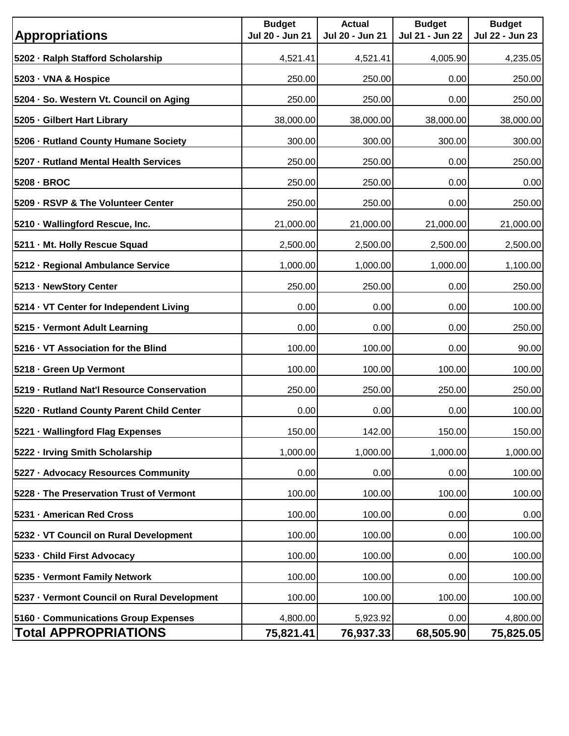| Appropriations | Budget Jul 20 - Jun 21 | Actual Jul 20 - Jun 21 | Budget Jul 21 - Jun 22 | Budget Jul 22 - Jun 23 |
|---|---|---|---|---|
| 5202 · Ralph Stafford Scholarship | 4,521.41 | 4,521.41 | 4,005.90 | 4,235.05 |
| 5203 · VNA & Hospice | 250.00 | 250.00 | 0.00 | 250.00 |
| 5204 · So. Western Vt. Council on Aging | 250.00 | 250.00 | 0.00 | 250.00 |
| 5205 · Gilbert Hart Library | 38,000.00 | 38,000.00 | 38,000.00 | 38,000.00 |
| 5206 · Rutland County Humane Society | 300.00 | 300.00 | 300.00 | 300.00 |
| 5207 · Rutland Mental Health Services | 250.00 | 250.00 | 0.00 | 250.00 |
| 5208 · BROC | 250.00 | 250.00 | 0.00 | 0.00 |
| 5209 · RSVP & The Volunteer Center | 250.00 | 250.00 | 0.00 | 250.00 |
| 5210 · Wallingford Rescue, Inc. | 21,000.00 | 21,000.00 | 21,000.00 | 21,000.00 |
| 5211 · Mt. Holly Rescue Squad | 2,500.00 | 2,500.00 | 2,500.00 | 2,500.00 |
| 5212 · Regional Ambulance Service | 1,000.00 | 1,000.00 | 1,000.00 | 1,100.00 |
| 5213 · NewStory Center | 250.00 | 250.00 | 0.00 | 250.00 |
| 5214 · VT Center for Independent Living | 0.00 | 0.00 | 0.00 | 100.00 |
| 5215 · Vermont Adult Learning | 0.00 | 0.00 | 0.00 | 250.00 |
| 5216 · VT Association for the Blind | 100.00 | 100.00 | 0.00 | 90.00 |
| 5218 · Green Up Vermont | 100.00 | 100.00 | 100.00 | 100.00 |
| 5219 · Rutland Nat'l Resource Conservation | 250.00 | 250.00 | 250.00 | 250.00 |
| 5220 · Rutland County Parent Child Center | 0.00 | 0.00 | 0.00 | 100.00 |
| 5221 · Wallingford Flag Expenses | 150.00 | 142.00 | 150.00 | 150.00 |
| 5222 · Irving Smith Scholarship | 1,000.00 | 1,000.00 | 1,000.00 | 1,000.00 |
| 5227 · Advocacy Resources Community | 0.00 | 0.00 | 0.00 | 100.00 |
| 5228 · The Preservation Trust of Vermont | 100.00 | 100.00 | 100.00 | 100.00 |
| 5231 · American Red Cross | 100.00 | 100.00 | 0.00 | 0.00 |
| 5232 · VT Council on Rural Development | 100.00 | 100.00 | 0.00 | 100.00 |
| 5233 · Child First Advocacy | 100.00 | 100.00 | 0.00 | 100.00 |
| 5235 · Vermont Family Network | 100.00 | 100.00 | 0.00 | 100.00 |
| 5237 · Vermont Council on Rural Development | 100.00 | 100.00 | 100.00 | 100.00 |
| 5160 · Communications Group Expenses | 4,800.00 | 5,923.92 | 0.00 | 4,800.00 |
| **Total APPROPRIATIONS** | **75,821.41** | **76,937.33** | **68,505.90** | **75,825.05** |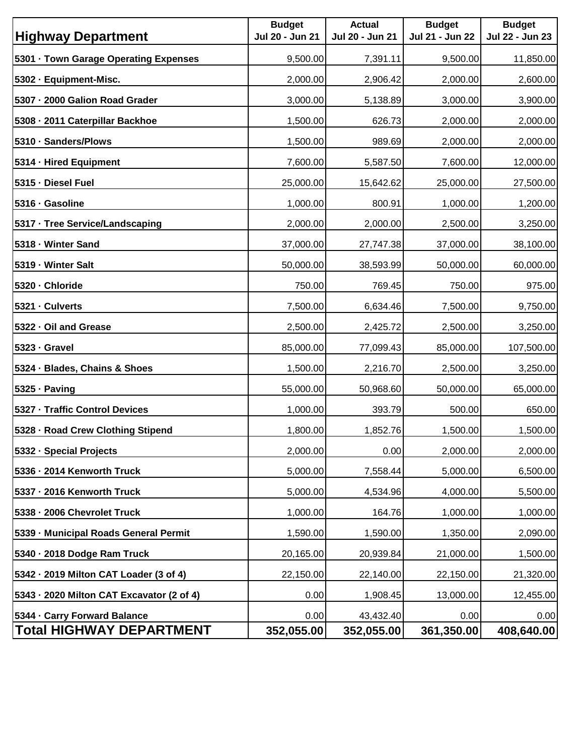| Highway Department | Budget Jul 20 - Jun 21 | Actual Jul 20 - Jun 21 | Budget Jul 21 - Jun 22 | Budget Jul 22 - Jun 23 |
|---|---|---|---|---|
| 5301 · Town Garage Operating Expenses | 9,500.00 | 7,391.11 | 9,500.00 | 11,850.00 |
| 5302 · Equipment-Misc. | 2,000.00 | 2,906.42 | 2,000.00 | 2,600.00 |
| 5307 · 2000 Galion Road Grader | 3,000.00 | 5,138.89 | 3,000.00 | 3,900.00 |
| 5308 · 2011 Caterpillar Backhoe | 1,500.00 | 626.73 | 2,000.00 | 2,000.00 |
| 5310 · Sanders/Plows | 1,500.00 | 989.69 | 2,000.00 | 2,000.00 |
| 5314 · Hired Equipment | 7,600.00 | 5,587.50 | 7,600.00 | 12,000.00 |
| 5315 · Diesel Fuel | 25,000.00 | 15,642.62 | 25,000.00 | 27,500.00 |
| 5316 · Gasoline | 1,000.00 | 800.91 | 1,000.00 | 1,200.00 |
| 5317 · Tree Service/Landscaping | 2,000.00 | 2,000.00 | 2,500.00 | 3,250.00 |
| 5318 · Winter Sand | 37,000.00 | 27,747.38 | 37,000.00 | 38,100.00 |
| 5319 · Winter Salt | 50,000.00 | 38,593.99 | 50,000.00 | 60,000.00 |
| 5320 · Chloride | 750.00 | 769.45 | 750.00 | 975.00 |
| 5321 · Culverts | 7,500.00 | 6,634.46 | 7,500.00 | 9,750.00 |
| 5322 · Oil and Grease | 2,500.00 | 2,425.72 | 2,500.00 | 3,250.00 |
| 5323 · Gravel | 85,000.00 | 77,099.43 | 85,000.00 | 107,500.00 |
| 5324 · Blades, Chains & Shoes | 1,500.00 | 2,216.70 | 2,500.00 | 3,250.00 |
| 5325 · Paving | 55,000.00 | 50,968.60 | 50,000.00 | 65,000.00 |
| 5327 · Traffic Control Devices | 1,000.00 | 393.79 | 500.00 | 650.00 |
| 5328 · Road Crew Clothing Stipend | 1,800.00 | 1,852.76 | 1,500.00 | 1,500.00 |
| 5332 · Special Projects | 2,000.00 | 0.00 | 2,000.00 | 2,000.00 |
| 5336 · 2014 Kenworth Truck | 5,000.00 | 7,558.44 | 5,000.00 | 6,500.00 |
| 5337 · 2016 Kenworth Truck | 5,000.00 | 4,534.96 | 4,000.00 | 5,500.00 |
| 5338 · 2006 Chevrolet Truck | 1,000.00 | 164.76 | 1,000.00 | 1,000.00 |
| 5339 · Municipal Roads General Permit | 1,590.00 | 1,590.00 | 1,350.00 | 2,090.00 |
| 5340 · 2018 Dodge Ram Truck | 20,165.00 | 20,939.84 | 21,000.00 | 1,500.00 |
| 5342 · 2019 Milton CAT Loader (3 of 4) | 22,150.00 | 22,140.00 | 22,150.00 | 21,320.00 |
| 5343 · 2020 Milton CAT Excavator (2 of 4) | 0.00 | 1,908.45 | 13,000.00 | 12,455.00 |
| 5344 · Carry Forward Balance | 0.00 | 43,432.40 | 0.00 | 0.00 |
| **Total HIGHWAY DEPARTMENT** | **352,055.00** | **352,055.00** | **361,350.00** | **408,640.00** |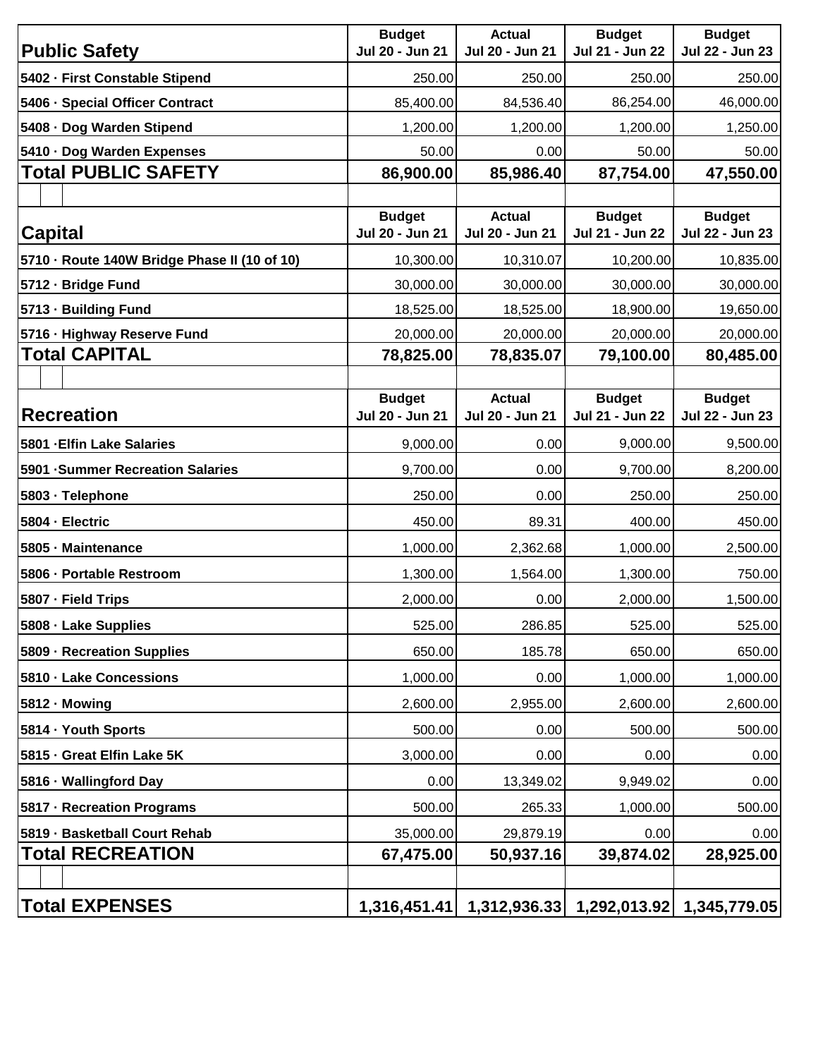| Public Safety | Budget Jul 20 - Jun 21 | Actual Jul 20 - Jun 21 | Budget Jul 21 - Jun 22 | Budget Jul 22 - Jun 23 |
|---|---|---|---|---|
| 5402 · First Constable Stipend | 250.00 | 250.00 | 250.00 | 250.00 |
| 5406 · Special Officer Contract | 85,400.00 | 84,536.40 | 86,254.00 | 46,000.00 |
| 5408 · Dog Warden Stipend | 1,200.00 | 1,200.00 | 1,200.00 | 1,250.00 |
| 5410 · Dog Warden Expenses | 50.00 | 0.00 | 50.00 | 50.00 |
| **Total PUBLIC SAFETY** | **86,900.00** | **85,986.40** | **87,754.00** | **47,550.00** |

| Capital | Budget Jul 20 - Jun 21 | Actual Jul 20 - Jun 21 | Budget Jul 21 - Jun 22 | Budget Jul 22 - Jun 23 |
|---|---|---|---|---|
| 5710 · Route 140W Bridge Phase II (10 of 10) | 10,300.00 | 10,310.07 | 10,200.00 | 10,835.00 |
| 5712 · Bridge Fund | 30,000.00 | 30,000.00 | 30,000.00 | 30,000.00 |
| 5713 · Building Fund | 18,525.00 | 18,525.00 | 18,900.00 | 19,650.00 |
| 5716 · Highway Reserve Fund | 20,000.00 | 20,000.00 | 20,000.00 | 20,000.00 |
| **Total CAPITAL** | **78,825.00** | **78,835.07** | **79,100.00** | **80,485.00** |

| Recreation | Budget Jul 20 - Jun 21 | Actual Jul 20 - Jun 21 | Budget Jul 21 - Jun 22 | Budget Jul 22 - Jun 23 |
|---|---|---|---|---|
| 5801 ·Elfin Lake Salaries | 9,000.00 | 0.00 | 9,000.00 | 9,500.00 |
| 5901 ·Summer Recreation Salaries | 9,700.00 | 0.00 | 9,700.00 | 8,200.00 |
| 5803 · Telephone | 250.00 | 0.00 | 250.00 | 250.00 |
| 5804 · Electric | 450.00 | 89.31 | 400.00 | 450.00 |
| 5805 · Maintenance | 1,000.00 | 2,362.68 | 1,000.00 | 2,500.00 |
| 5806 · Portable Restroom | 1,300.00 | 1,564.00 | 1,300.00 | 750.00 |
| 5807 · Field Trips | 2,000.00 | 0.00 | 2,000.00 | 1,500.00 |
| 5808 · Lake Supplies | 525.00 | 286.85 | 525.00 | 525.00 |
| 5809 · Recreation Supplies | 650.00 | 185.78 | 650.00 | 650.00 |
| 5810 · Lake Concessions | 1,000.00 | 0.00 | 1,000.00 | 1,000.00 |
| 5812 · Mowing | 2,600.00 | 2,955.00 | 2,600.00 | 2,600.00 |
| 5814 · Youth Sports | 500.00 | 0.00 | 500.00 | 500.00 |
| 5815 · Great Elfin Lake 5K | 3,000.00 | 0.00 | 0.00 | 0.00 |
| 5816 · Wallingford Day | 0.00 | 13,349.02 | 9,949.02 | 0.00 |
| 5817 · Recreation Programs | 500.00 | 265.33 | 1,000.00 | 500.00 |
| 5819 · Basketball Court Rehab | 35,000.00 | 29,879.19 | 0.00 | 0.00 |
| **Total RECREATION** | **67,475.00** | **50,937.16** | **39,874.02** | **28,925.00** |
| | | | | |
| **Total EXPENSES** | **1,316,451.41** | **1,312,936.33** | **1,292,013.92** | **1,345,779.05** |